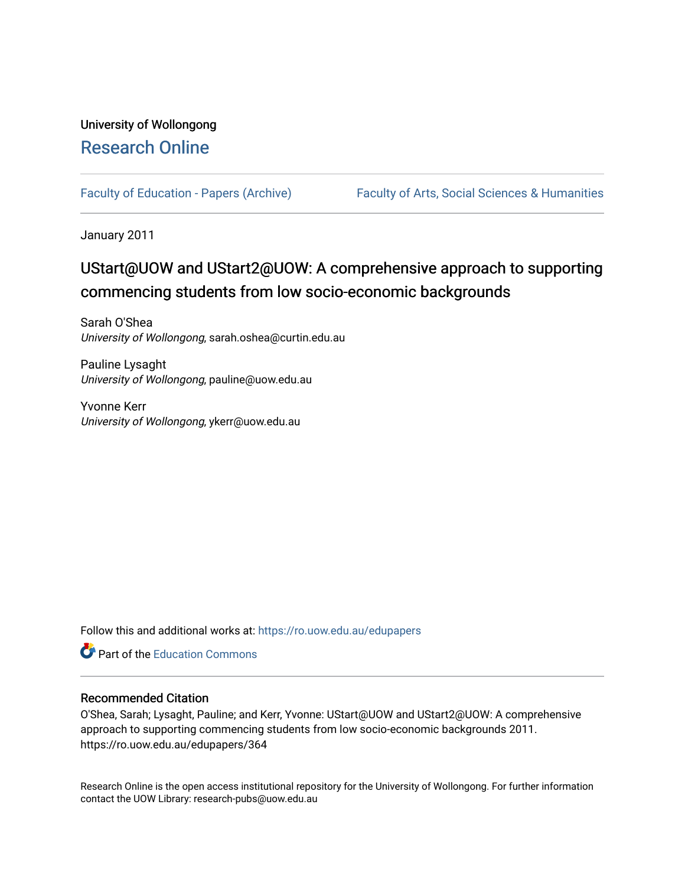University of Wollongong

# Research Online

Faculty of Education - Papers (Archive)    Faculty of Arts, Social Sciences & Humanities

January 2011

## UStart@UOW and UStart2@UOW: A comprehensive approach to supporting commencing students from low socio-economic backgrounds

Sarah O'Shea
*University of Wollongong*, sarah.oshea@curtin.edu.au

Pauline Lysaght
*University of Wollongong*, pauline@uow.edu.au

Yvonne Kerr
*University of Wollongong*, ykerr@uow.edu.au

Follow this and additional works at: https://ro.uow.edu.au/edupapers

Part of the Education Commons

### Recommended Citation

O'Shea, Sarah; Lysaght, Pauline; and Kerr, Yvonne: UStart@UOW and UStart2@UOW: A comprehensive approach to supporting commencing students from low socio-economic backgrounds 2011. https://ro.uow.edu.au/edupapers/364

Research Online is the open access institutional repository for the University of Wollongong. For further information contact the UOW Library: research-pubs@uow.edu.au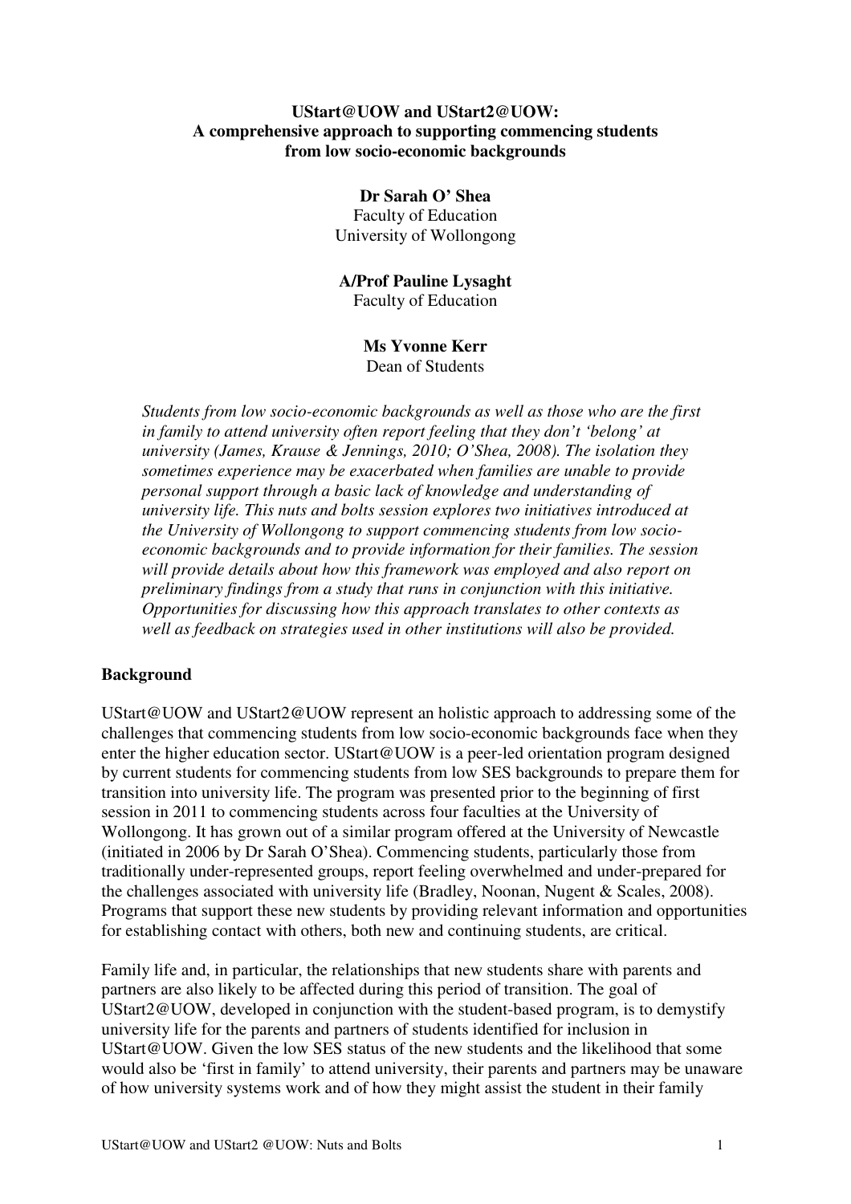**UStart@UOW and UStart2@UOW:**
**A comprehensive approach to supporting commencing students from low socio-economic backgrounds**

**Dr Sarah O' Shea**
Faculty of Education
University of Wollongong

**A/Prof Pauline Lysaght**
Faculty of Education

**Ms Yvonne Kerr**
Dean of Students

*Students from low socio-economic backgrounds as well as those who are the first in family to attend university often report feeling that they don't 'belong' at university (James, Krause & Jennings, 2010; O'Shea, 2008). The isolation they sometimes experience may be exacerbated when families are unable to provide personal support through a basic lack of knowledge and understanding of university life. This nuts and bolts session explores two initiatives introduced at the University of Wollongong to support commencing students from low socio-economic backgrounds and to provide information for their families. The session will provide details about how this framework was employed and also report on preliminary findings from a study that runs in conjunction with this initiative. Opportunities for discussing how this approach translates to other contexts as well as feedback on strategies used in other institutions will also be provided.*

## Background

UStart@UOW and UStart2@UOW represent an holistic approach to addressing some of the challenges that commencing students from low socio-economic backgrounds face when they enter the higher education sector. UStart@UOW is a peer-led orientation program designed by current students for commencing students from low SES backgrounds to prepare them for transition into university life. The program was presented prior to the beginning of first session in 2011 to commencing students across four faculties at the University of Wollongong. It has grown out of a similar program offered at the University of Newcastle (initiated in 2006 by Dr Sarah O'Shea). Commencing students, particularly those from traditionally under-represented groups, report feeling overwhelmed and under-prepared for the challenges associated with university life (Bradley, Noonan, Nugent & Scales, 2008). Programs that support these new students by providing relevant information and opportunities for establishing contact with others, both new and continuing students, are critical.

Family life and, in particular, the relationships that new students share with parents and partners are also likely to be affected during this period of transition. The goal of UStart2@UOW, developed in conjunction with the student-based program, is to demystify university life for the parents and partners of students identified for inclusion in UStart@UOW. Given the low SES status of the new students and the likelihood that some would also be 'first in family' to attend university, their parents and partners may be unaware of how university systems work and of how they might assist the student in their family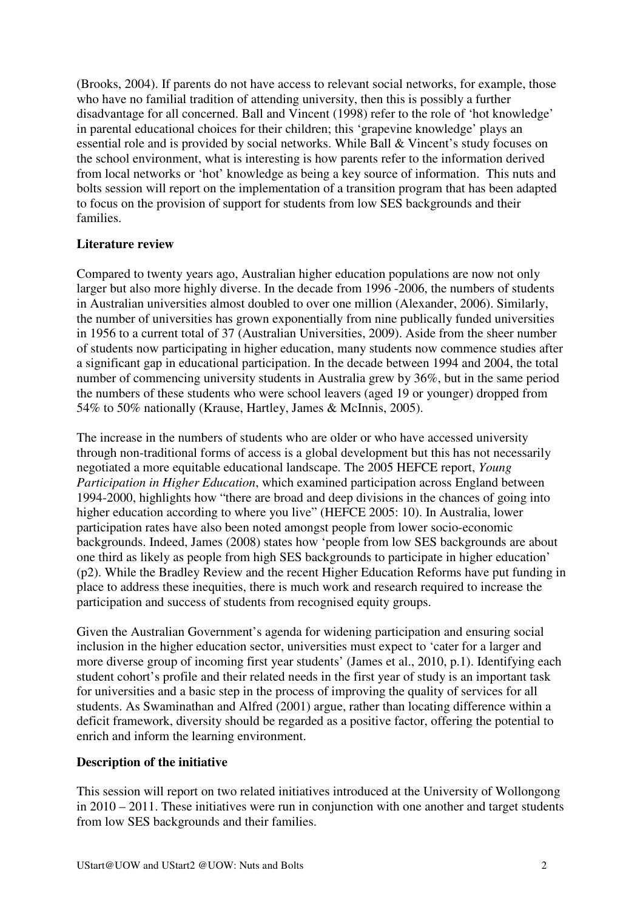(Brooks, 2004). If parents do not have access to relevant social networks, for example, those who have no familial tradition of attending university, then this is possibly a further disadvantage for all concerned. Ball and Vincent (1998) refer to the role of 'hot knowledge' in parental educational choices for their children; this 'grapevine knowledge' plays an essential role and is provided by social networks. While Ball & Vincent's study focuses on the school environment, what is interesting is how parents refer to the information derived from local networks or 'hot' knowledge as being a key source of information. This nuts and bolts session will report on the implementation of a transition program that has been adapted to focus on the provision of support for students from low SES backgrounds and their families.

**Literature review**

Compared to twenty years ago, Australian higher education populations are now not only larger but also more highly diverse. In the decade from 1996 -2006, the numbers of students in Australian universities almost doubled to over one million (Alexander, 2006). Similarly, the number of universities has grown exponentially from nine publically funded universities in 1956 to a current total of 37 (Australian Universities, 2009). Aside from the sheer number of students now participating in higher education, many students now commence studies after a significant gap in educational participation. In the decade between 1994 and 2004, the total number of commencing university students in Australia grew by 36%, but in the same period the numbers of these students who were school leavers (aged 19 or younger) dropped from 54% to 50% nationally (Krause, Hartley, James & McInnis, 2005).

The increase in the numbers of students who are older or who have accessed university through non-traditional forms of access is a global development but this has not necessarily negotiated a more equitable educational landscape. The 2005 HEFCE report, *Young Participation in Higher Education*, which examined participation across England between 1994-2000, highlights how "there are broad and deep divisions in the chances of going into higher education according to where you live" (HEFCE 2005: 10). In Australia, lower participation rates have also been noted amongst people from lower socio-economic backgrounds. Indeed, James (2008) states how 'people from low SES backgrounds are about one third as likely as people from high SES backgrounds to participate in higher education' (p2). While the Bradley Review and the recent Higher Education Reforms have put funding in place to address these inequities, there is much work and research required to increase the participation and success of students from recognised equity groups.

Given the Australian Government's agenda for widening participation and ensuring social inclusion in the higher education sector, universities must expect to 'cater for a larger and more diverse group of incoming first year students' (James et al., 2010, p.1). Identifying each student cohort's profile and their related needs in the first year of study is an important task for universities and a basic step in the process of improving the quality of services for all students. As Swaminathan and Alfred (2001) argue, rather than locating difference within a deficit framework, diversity should be regarded as a positive factor, offering the potential to enrich and inform the learning environment.

**Description of the initiative**

This session will report on two related initiatives introduced at the University of Wollongong in 2010 – 2011. These initiatives were run in conjunction with one another and target students from low SES backgrounds and their families.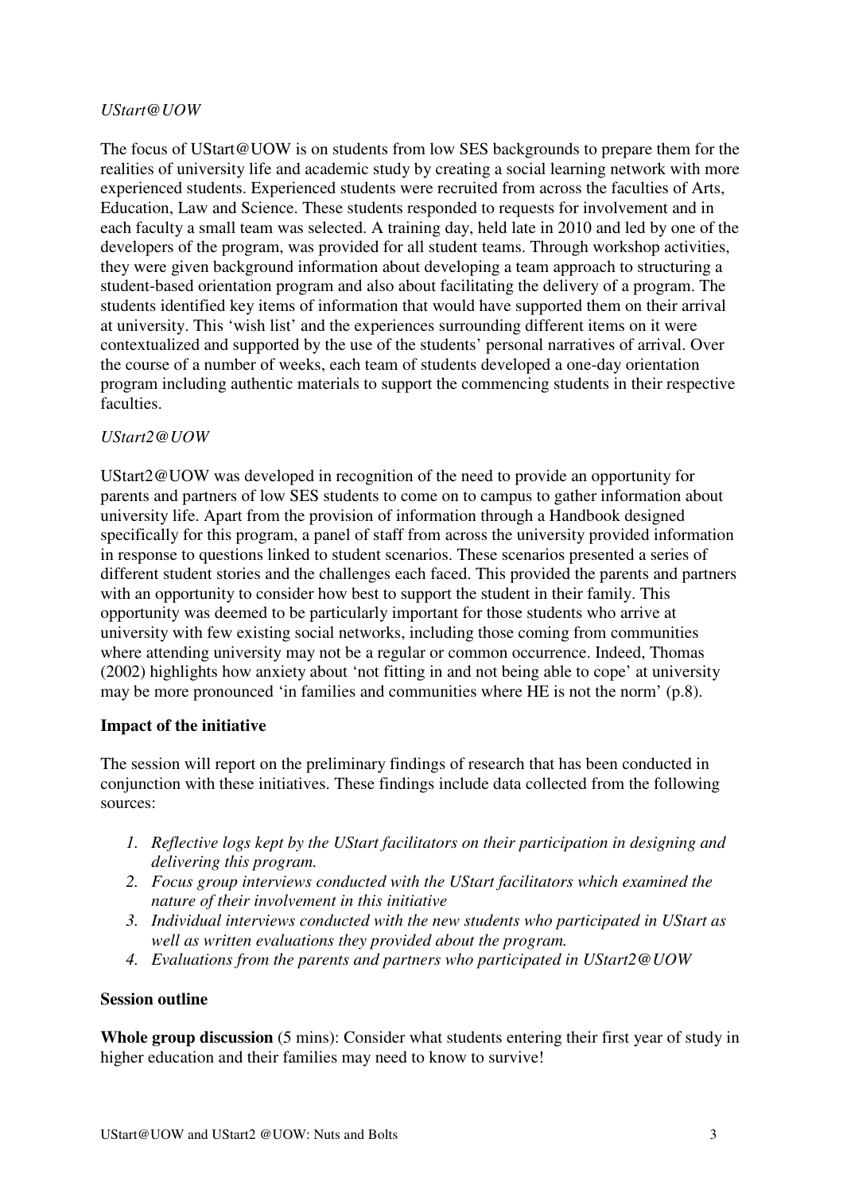*UStart@UOW*

The focus of UStart@UOW is on students from low SES backgrounds to prepare them for the realities of university life and academic study by creating a social learning network with more experienced students. Experienced students were recruited from across the faculties of Arts, Education, Law and Science. These students responded to requests for involvement and in each faculty a small team was selected. A training day, held late in 2010 and led by one of the developers of the program, was provided for all student teams. Through workshop activities, they were given background information about developing a team approach to structuring a student-based orientation program and also about facilitating the delivery of a program. The students identified key items of information that would have supported them on their arrival at university. This 'wish list' and the experiences surrounding different items on it were contextualized and supported by the use of the students' personal narratives of arrival. Over the course of a number of weeks, each team of students developed a one-day orientation program including authentic materials to support the commencing students in their respective faculties.

*UStart2@UOW*

UStart2@UOW was developed in recognition of the need to provide an opportunity for parents and partners of low SES students to come on to campus to gather information about university life. Apart from the provision of information through a Handbook designed specifically for this program, a panel of staff from across the university provided information in response to questions linked to student scenarios. These scenarios presented a series of different student stories and the challenges each faced. This provided the parents and partners with an opportunity to consider how best to support the student in their family. This opportunity was deemed to be particularly important for those students who arrive at university with few existing social networks, including those coming from communities where attending university may not be a regular or common occurrence. Indeed, Thomas (2002) highlights how anxiety about 'not fitting in and not being able to cope' at university may be more pronounced 'in families and communities where HE is not the norm' (p.8).

**Impact of the initiative**

The session will report on the preliminary findings of research that has been conducted in conjunction with these initiatives. These findings include data collected from the following sources:

1. *Reflective logs kept by the UStart facilitators on their participation in designing and delivering this program.*
2. *Focus group interviews conducted with the UStart facilitators which examined the nature of their involvement in this initiative*
3. *Individual interviews conducted with the new students who participated in UStart as well as written evaluations they provided about the program.*
4. *Evaluations from the parents and partners who participated in UStart2@UOW*

**Session outline**

**Whole group discussion** (5 mins): Consider what students entering their first year of study in higher education and their families may need to know to survive!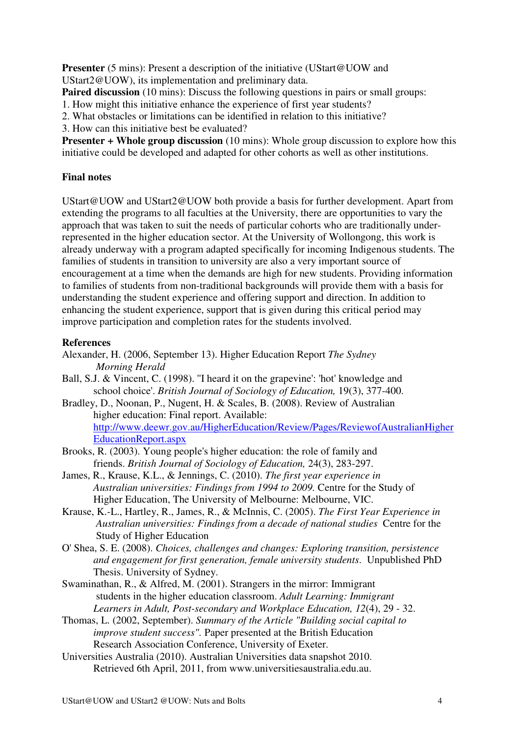**Presenter** (5 mins): Present a description of the initiative (UStart@UOW and UStart2@UOW), its implementation and preliminary data.

**Paired discussion** (10 mins): Discuss the following questions in pairs or small groups:

1. How might this initiative enhance the experience of first year students?
2. What obstacles or limitations can be identified in relation to this initiative?
3. How can this initiative best be evaluated?

**Presenter + Whole group discussion** (10 mins): Whole group discussion to explore how this initiative could be developed and adapted for other cohorts as well as other institutions.

### Final notes

UStart@UOW and UStart2@UOW both provide a basis for further development. Apart from extending the programs to all faculties at the University, there are opportunities to vary the approach that was taken to suit the needs of particular cohorts who are traditionally under-represented in the higher education sector. At the University of Wollongong, this work is already underway with a program adapted specifically for incoming Indigenous students. The families of students in transition to university are also a very important source of encouragement at a time when the demands are high for new students. Providing information to families of students from non-traditional backgrounds will provide them with a basis for understanding the student experience and offering support and direction. In addition to enhancing the student experience, support that is given during this critical period may improve participation and completion rates for the students involved.

### References

Alexander, H. (2006, September 13). Higher Education Report *The Sydney Morning Herald*

Ball, S.J. & Vincent, C. (1998). "I heard it on the grapevine': 'hot' knowledge and school choice'. *British Journal of Sociology of Education,* 19(3), 377-400.

Bradley, D., Noonan, P., Nugent, H. & Scales, B. (2008). Review of Australian higher education: Final report. Available: http://www.deewr.gov.au/HigherEducation/Review/Pages/ReviewofAustralianHigherEducationReport.aspx

Brooks, R. (2003). Young people's higher education: the role of family and friends. *British Journal of Sociology of Education,* 24(3), 283-297.

James, R., Krause, K.L., & Jennings, C. (2010). *The first year experience in Australian universities: Findings from 1994 to 2009.* Centre for the Study of Higher Education, The University of Melbourne: Melbourne, VIC.

Krause, K.-L., Hartley, R., James, R., & McInnis, C. (2005). *The First Year Experience in Australian universities: Findings from a decade of national studies* Centre for the Study of Higher Education

O' Shea, S. E. (2008). *Choices, challenges and changes: Exploring transition, persistence and engagement for first generation, female university students.* Unpublished PhD Thesis. University of Sydney.

Swaminathan, R., & Alfred, M. (2001). Strangers in the mirror: Immigrant students in the higher education classroom. *Adult Learning: Immigrant Learners in Adult, Post-secondary and Workplace Education, 12*(4), 29 - 32.

Thomas, L. (2002, September). *Summary of the Article "Building social capital to improve student success".* Paper presented at the British Education Research Association Conference, University of Exeter.

Universities Australia (2010). Australian Universities data snapshot 2010. Retrieved 6th April, 2011, from www.universitiesaustralia.edu.au.